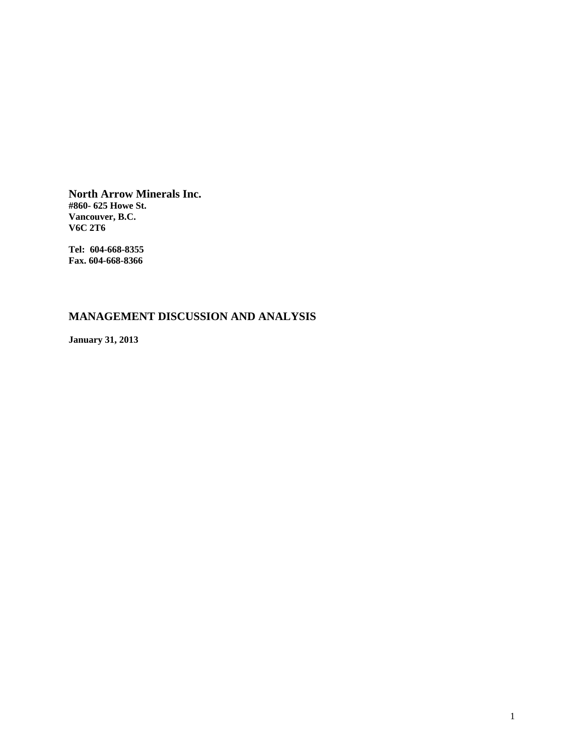**North Arrow Minerals Inc.**
**#860- 625 Howe St.**
**Vancouver, B.C.**
**V6C 2T6**

**Tel: 604-668-8355**
**Fax. 604-668-8366**

# MANAGEMENT DISCUSSION AND ANALYSIS

**January 31, 2013**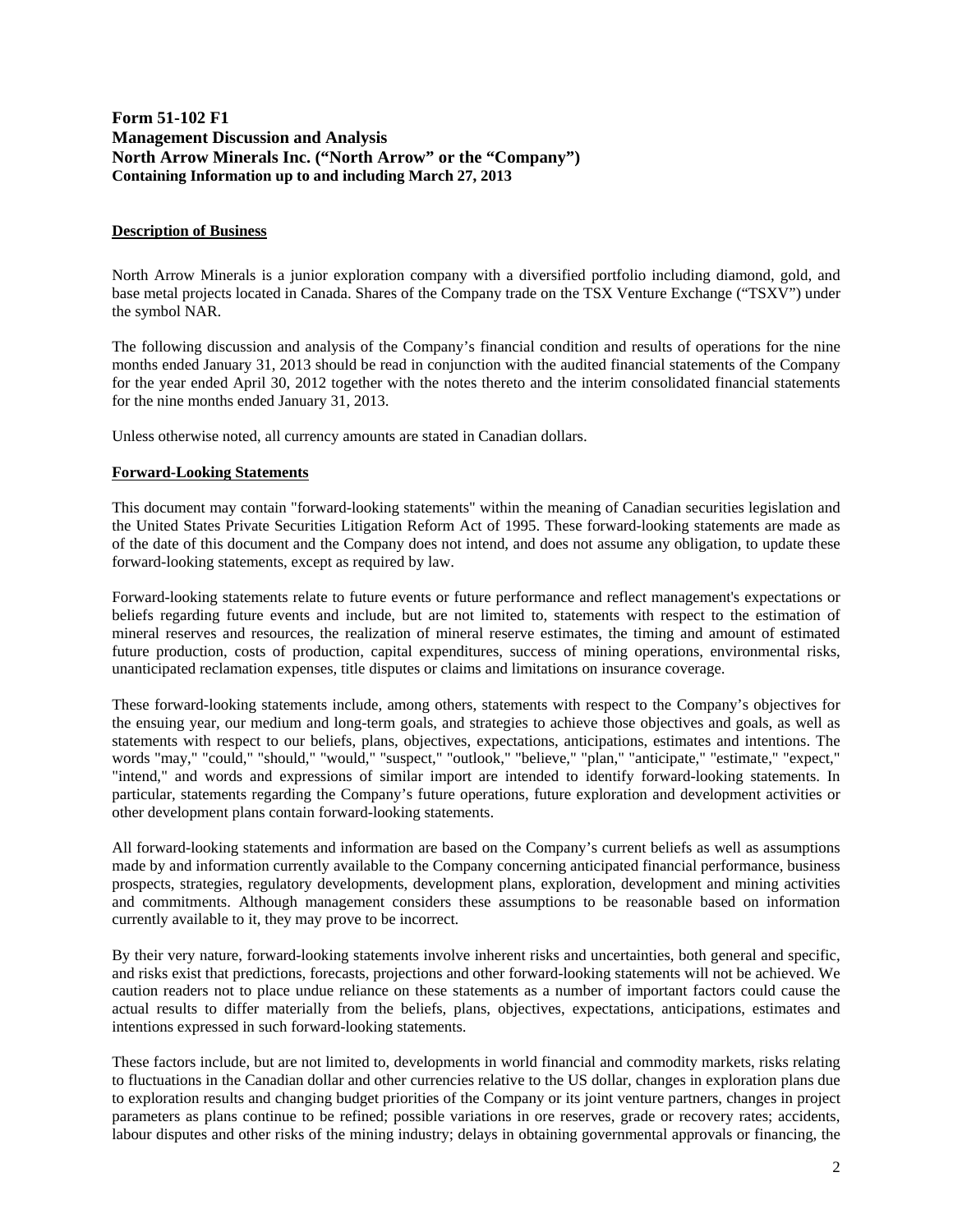**Form 51-102 F1**
**Management Discussion and Analysis**
**North Arrow Minerals Inc. ("North Arrow" or the "Company")**
**Containing Information up to and including March 27, 2013**

## Description of Business

North Arrow Minerals is a junior exploration company with a diversified portfolio including diamond, gold, and base metal projects located in Canada. Shares of the Company trade on the TSX Venture Exchange ("TSXV") under the symbol NAR.

The following discussion and analysis of the Company's financial condition and results of operations for the nine months ended January 31, 2013 should be read in conjunction with the audited financial statements of the Company for the year ended April 30, 2012 together with the notes thereto and the interim consolidated financial statements for the nine months ended January 31, 2013.

Unless otherwise noted, all currency amounts are stated in Canadian dollars.

## Forward-Looking Statements

This document may contain "forward-looking statements" within the meaning of Canadian securities legislation and the United States Private Securities Litigation Reform Act of 1995. These forward-looking statements are made as of the date of this document and the Company does not intend, and does not assume any obligation, to update these forward-looking statements, except as required by law.

Forward-looking statements relate to future events or future performance and reflect management's expectations or beliefs regarding future events and include, but are not limited to, statements with respect to the estimation of mineral reserves and resources, the realization of mineral reserve estimates, the timing and amount of estimated future production, costs of production, capital expenditures, success of mining operations, environmental risks, unanticipated reclamation expenses, title disputes or claims and limitations on insurance coverage.

These forward-looking statements include, among others, statements with respect to the Company's objectives for the ensuing year, our medium and long-term goals, and strategies to achieve those objectives and goals, as well as statements with respect to our beliefs, plans, objectives, expectations, anticipations, estimates and intentions. The words "may," "could," "should," "would," "suspect," "outlook," "believe," "plan," "anticipate," "estimate," "expect," "intend," and words and expressions of similar import are intended to identify forward-looking statements. In particular, statements regarding the Company's future operations, future exploration and development activities or other development plans contain forward-looking statements.

All forward-looking statements and information are based on the Company's current beliefs as well as assumptions made by and information currently available to the Company concerning anticipated financial performance, business prospects, strategies, regulatory developments, development plans, exploration, development and mining activities and commitments. Although management considers these assumptions to be reasonable based on information currently available to it, they may prove to be incorrect.

By their very nature, forward-looking statements involve inherent risks and uncertainties, both general and specific, and risks exist that predictions, forecasts, projections and other forward-looking statements will not be achieved. We caution readers not to place undue reliance on these statements as a number of important factors could cause the actual results to differ materially from the beliefs, plans, objectives, expectations, anticipations, estimates and intentions expressed in such forward-looking statements.

These factors include, but are not limited to, developments in world financial and commodity markets, risks relating to fluctuations in the Canadian dollar and other currencies relative to the US dollar, changes in exploration plans due to exploration results and changing budget priorities of the Company or its joint venture partners, changes in project parameters as plans continue to be refined; possible variations in ore reserves, grade or recovery rates; accidents, labour disputes and other risks of the mining industry; delays in obtaining governmental approvals or financing, the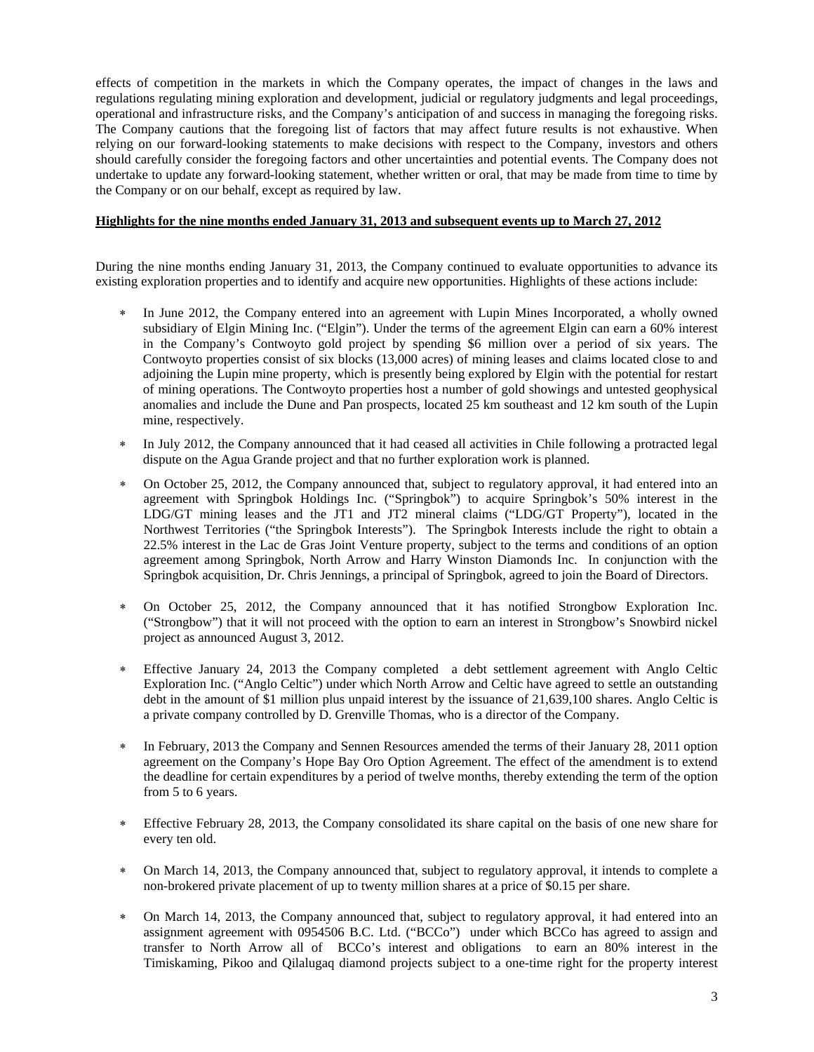effects of competition in the markets in which the Company operates, the impact of changes in the laws and regulations regulating mining exploration and development, judicial or regulatory judgments and legal proceedings, operational and infrastructure risks, and the Company's anticipation of and success in managing the foregoing risks. The Company cautions that the foregoing list of factors that may affect future results is not exhaustive. When relying on our forward-looking statements to make decisions with respect to the Company, investors and others should carefully consider the foregoing factors and other uncertainties and potential events. The Company does not undertake to update any forward-looking statement, whether written or oral, that may be made from time to time by the Company or on our behalf, except as required by law.

## Highlights for the nine months ended January 31, 2013 and subsequent events up to March 27, 2012

During the nine months ending January 31, 2013, the Company continued to evaluate opportunities to advance its existing exploration properties and to identify and acquire new opportunities. Highlights of these actions include:

* In June 2012, the Company entered into an agreement with Lupin Mines Incorporated, a wholly owned subsidiary of Elgin Mining Inc. ("Elgin"). Under the terms of the agreement Elgin can earn a 60% interest in the Company's Contwoyto gold project by spending $6 million over a period of six years. The Contwoyto properties consist of six blocks (13,000 acres) of mining leases and claims located close to and adjoining the Lupin mine property, which is presently being explored by Elgin with the potential for restart of mining operations. The Contwoyto properties host a number of gold showings and untested geophysical anomalies and include the Dune and Pan prospects, located 25 km southeast and 12 km south of the Lupin mine, respectively.

* In July 2012, the Company announced that it had ceased all activities in Chile following a protracted legal dispute on the Agua Grande project and that no further exploration work is planned.

* On October 25, 2012, the Company announced that, subject to regulatory approval, it had entered into an agreement with Springbok Holdings Inc. ("Springbok") to acquire Springbok's 50% interest in the LDG/GT mining leases and the JT1 and JT2 mineral claims ("LDG/GT Property"), located in the Northwest Territories ("the Springbok Interests"). The Springbok Interests include the right to obtain a 22.5% interest in the Lac de Gras Joint Venture property, subject to the terms and conditions of an option agreement among Springbok, North Arrow and Harry Winston Diamonds Inc. In conjunction with the Springbok acquisition, Dr. Chris Jennings, a principal of Springbok, agreed to join the Board of Directors.

* On October 25, 2012, the Company announced that it has notified Strongbow Exploration Inc. ("Strongbow") that it will not proceed with the option to earn an interest in Strongbow's Snowbird nickel project as announced August 3, 2012.

* Effective January 24, 2013 the Company completed a debt settlement agreement with Anglo Celtic Exploration Inc. ("Anglo Celtic") under which North Arrow and Celtic have agreed to settle an outstanding debt in the amount of $1 million plus unpaid interest by the issuance of 21,639,100 shares. Anglo Celtic is a private company controlled by D. Grenville Thomas, who is a director of the Company.

* In February, 2013 the Company and Sennen Resources amended the terms of their January 28, 2011 option agreement on the Company's Hope Bay Oro Option Agreement. The effect of the amendment is to extend the deadline for certain expenditures by a period of twelve months, thereby extending the term of the option from 5 to 6 years.

* Effective February 28, 2013, the Company consolidated its share capital on the basis of one new share for every ten old.

* On March 14, 2013, the Company announced that, subject to regulatory approval, it intends to complete a non-brokered private placement of up to twenty million shares at a price of $0.15 per share.

* On March 14, 2013, the Company announced that, subject to regulatory approval, it had entered into an assignment agreement with 0954506 B.C. Ltd. ("BCCo") under which BCCo has agreed to assign and transfer to North Arrow all of BCCo's interest and obligations to earn an 80% interest in the Timiskaming, Pikoo and Qilalugaq diamond projects subject to a one-time right for the property interest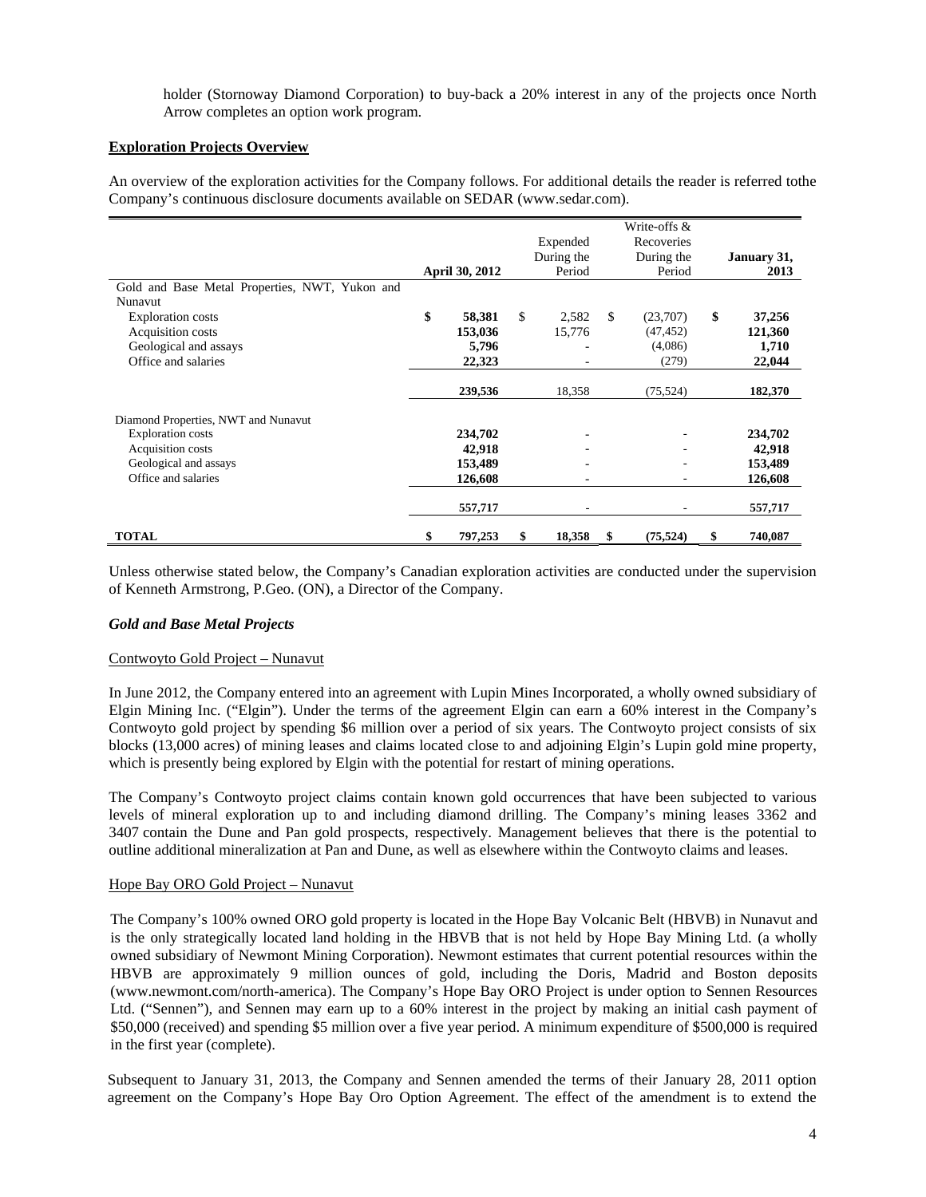holder (Stornoway Diamond Corporation) to buy-back a 20% interest in any of the projects once North Arrow completes an option work program.

**Exploration Projects Overview**

An overview of the exploration activities for the Company follows. For additional details the reader is referred tothe Company's continuous disclosure documents available on SEDAR (www.sedar.com).

| | April 30, 2012 | Expended During the Period | Write-offs & Recoveries During the Period | January 31, 2013 |
|---|---|---|---|---|
| Gold and Base Metal Properties, NWT, Yukon and Nunavut | | | | |
| Exploration costs | **$ 58,381** | $ 2,582 | $ (23,707) | **$ 37,256** |
| Acquisition costs | **153,036** | 15,776 | (47,452) | **121,360** |
| Geological and assays | **5,796** | - | (4,086) | **1,710** |
| Office and salaries | **22,323** | - | (279) | **22,044** |
| | **239,536** | 18,358 | (75,524) | **182,370** |
| Diamond Properties, NWT and Nunavut | | | | |
| Exploration costs | **234,702** | - | - | **234,702** |
| Acquisition costs | **42,918** | - | - | **42,918** |
| Geological and assays | **153,489** | - | - | **153,489** |
| Office and salaries | **126,608** | - | - | **126,608** |
| | **557,717** | - | - | **557,717** |
| **TOTAL** | **$ 797,253** | **$ 18,358** | **$ (75,524)** | **$ 740,087** |

Unless otherwise stated below, the Company's Canadian exploration activities are conducted under the supervision of Kenneth Armstrong, P.Geo. (ON), a Director of the Company.

### *Gold and Base Metal Projects*

Contwoyto Gold Project – Nunavut

In June 2012, the Company entered into an agreement with Lupin Mines Incorporated, a wholly owned subsidiary of Elgin Mining Inc. ("Elgin"). Under the terms of the agreement Elgin can earn a 60% interest in the Company's Contwoyto gold project by spending $6 million over a period of six years. The Contwoyto project consists of six blocks (13,000 acres) of mining leases and claims located close to and adjoining Elgin's Lupin gold mine property, which is presently being explored by Elgin with the potential for restart of mining operations.

The Company's Contwoyto project claims contain known gold occurrences that have been subjected to various levels of mineral exploration up to and including diamond drilling. The Company's mining leases 3362 and 3407 contain the Dune and Pan gold prospects, respectively. Management believes that there is the potential to outline additional mineralization at Pan and Dune, as well as elsewhere within the Contwoyto claims and leases.

Hope Bay ORO Gold Project – Nunavut

The Company's 100% owned ORO gold property is located in the Hope Bay Volcanic Belt (HBVB) in Nunavut and is the only strategically located land holding in the HBVB that is not held by Hope Bay Mining Ltd. (a wholly owned subsidiary of Newmont Mining Corporation). Newmont estimates that current potential resources within the HBVB are approximately 9 million ounces of gold, including the Doris, Madrid and Boston deposits (www.newmont.com/north-america). The Company's Hope Bay ORO Project is under option to Sennen Resources Ltd. ("Sennen"), and Sennen may earn up to a 60% interest in the project by making an initial cash payment of $50,000 (received) and spending $5 million over a five year period. A minimum expenditure of $500,000 is required in the first year (complete).

Subsequent to January 31, 2013, the Company and Sennen amended the terms of their January 28, 2011 option agreement on the Company's Hope Bay Oro Option Agreement. The effect of the amendment is to extend the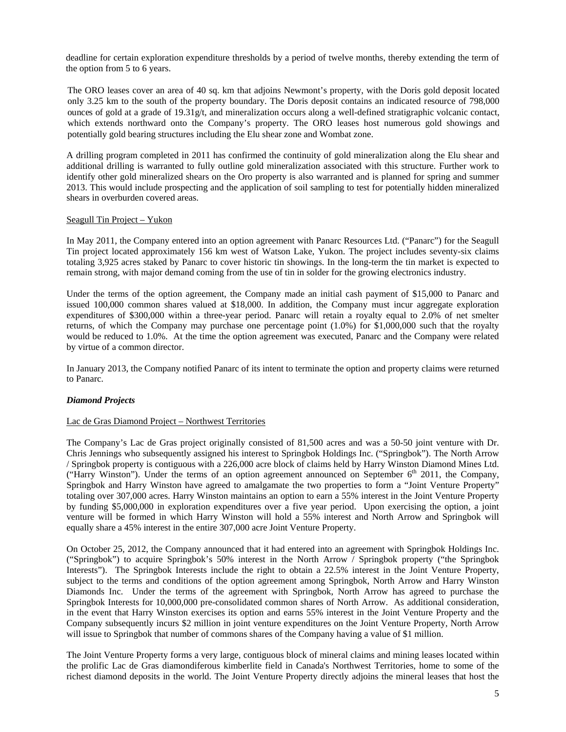deadline for certain exploration expenditure thresholds by a period of twelve months, thereby extending the term of the option from 5 to 6 years.

The ORO leases cover an area of 40 sq. km that adjoins Newmont's property, with the Doris gold deposit located only 3.25 km to the south of the property boundary. The Doris deposit contains an indicated resource of 798,000 ounces of gold at a grade of 19.31g/t, and mineralization occurs along a well-defined stratigraphic volcanic contact, which extends northward onto the Company's property. The ORO leases host numerous gold showings and potentially gold bearing structures including the Elu shear zone and Wombat zone.

A drilling program completed in 2011 has confirmed the continuity of gold mineralization along the Elu shear and additional drilling is warranted to fully outline gold mineralization associated with this structure. Further work to identify other gold mineralized shears on the Oro property is also warranted and is planned for spring and summer 2013. This would include prospecting and the application of soil sampling to test for potentially hidden mineralized shears in overburden covered areas.

Seagull Tin Project – Yukon

In May 2011, the Company entered into an option agreement with Panarc Resources Ltd. ("Panarc") for the Seagull Tin project located approximately 156 km west of Watson Lake, Yukon. The project includes seventy-six claims totaling 3,925 acres staked by Panarc to cover historic tin showings. In the long-term the tin market is expected to remain strong, with major demand coming from the use of tin in solder for the growing electronics industry.

Under the terms of the option agreement, the Company made an initial cash payment of $15,000 to Panarc and issued 100,000 common shares valued at $18,000. In addition, the Company must incur aggregate exploration expenditures of $300,000 within a three-year period. Panarc will retain a royalty equal to 2.0% of net smelter returns, of which the Company may purchase one percentage point (1.0%) for $1,000,000 such that the royalty would be reduced to 1.0%. At the time the option agreement was executed, Panarc and the Company were related by virtue of a common director.

In January 2013, the Company notified Panarc of its intent to terminate the option and property claims were returned to Panarc.

***Diamond Projects***

Lac de Gras Diamond Project – Northwest Territories

The Company's Lac de Gras project originally consisted of 81,500 acres and was a 50-50 joint venture with Dr. Chris Jennings who subsequently assigned his interest to Springbok Holdings Inc. ("Springbok"). The North Arrow / Springbok property is contiguous with a 226,000 acre block of claims held by Harry Winston Diamond Mines Ltd. ("Harry Winston"). Under the terms of an option agreement announced on September 6th 2011, the Company, Springbok and Harry Winston have agreed to amalgamate the two properties to form a "Joint Venture Property" totaling over 307,000 acres. Harry Winston maintains an option to earn a 55% interest in the Joint Venture Property by funding $5,000,000 in exploration expenditures over a five year period. Upon exercising the option, a joint venture will be formed in which Harry Winston will hold a 55% interest and North Arrow and Springbok will equally share a 45% interest in the entire 307,000 acre Joint Venture Property.

On October 25, 2012, the Company announced that it had entered into an agreement with Springbok Holdings Inc. ("Springbok") to acquire Springbok's 50% interest in the North Arrow / Springbok property ("the Springbok Interests"). The Springbok Interests include the right to obtain a 22.5% interest in the Joint Venture Property, subject to the terms and conditions of the option agreement among Springbok, North Arrow and Harry Winston Diamonds Inc. Under the terms of the agreement with Springbok, North Arrow has agreed to purchase the Springbok Interests for 10,000,000 pre-consolidated common shares of North Arrow. As additional consideration, in the event that Harry Winston exercises its option and earns 55% interest in the Joint Venture Property and the Company subsequently incurs $2 million in joint venture expenditures on the Joint Venture Property, North Arrow will issue to Springbok that number of commons shares of the Company having a value of $1 million.

The Joint Venture Property forms a very large, contiguous block of mineral claims and mining leases located within the prolific Lac de Gras diamondiferous kimberlite field in Canada's Northwest Territories, home to some of the richest diamond deposits in the world. The Joint Venture Property directly adjoins the mineral leases that host the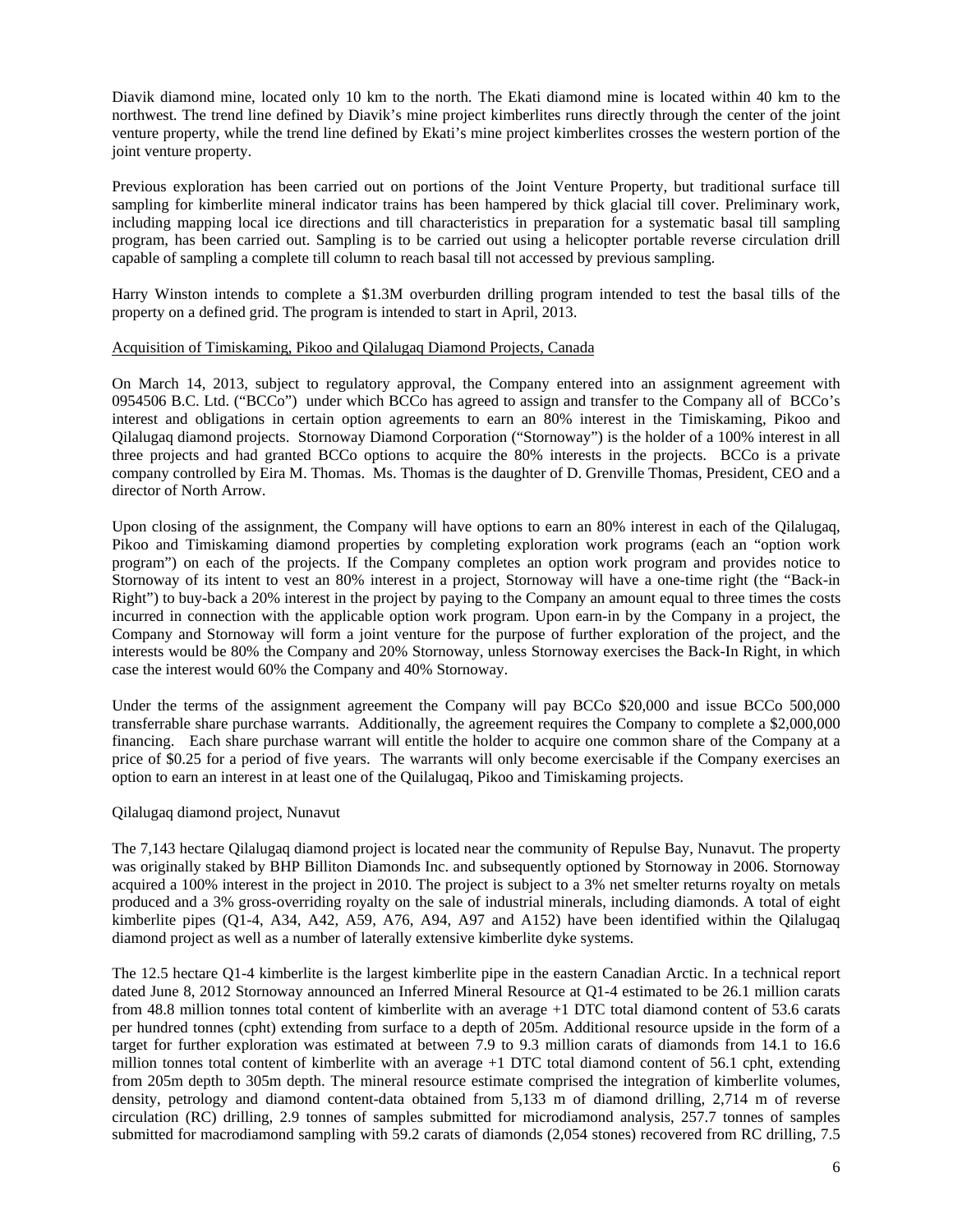Diavik diamond mine, located only 10 km to the north. The Ekati diamond mine is located within 40 km to the northwest. The trend line defined by Diavik's mine project kimberlites runs directly through the center of the joint venture property, while the trend line defined by Ekati's mine project kimberlites crosses the western portion of the joint venture property.

Previous exploration has been carried out on portions of the Joint Venture Property, but traditional surface till sampling for kimberlite mineral indicator trains has been hampered by thick glacial till cover. Preliminary work, including mapping local ice directions and till characteristics in preparation for a systematic basal till sampling program, has been carried out. Sampling is to be carried out using a helicopter portable reverse circulation drill capable of sampling a complete till column to reach basal till not accessed by previous sampling.

Harry Winston intends to complete a $1.3M overburden drilling program intended to test the basal tills of the property on a defined grid. The program is intended to start in April, 2013.

## Acquisition of Timiskaming, Pikoo and Qilalugaq Diamond Projects, Canada

On March 14, 2013, subject to regulatory approval, the Company entered into an assignment agreement with 0954506 B.C. Ltd. ("BCCo") under which BCCo has agreed to assign and transfer to the Company all of BCCo's interest and obligations in certain option agreements to earn an 80% interest in the Timiskaming, Pikoo and Qilalugaq diamond projects. Stornoway Diamond Corporation ("Stornoway") is the holder of a 100% interest in all three projects and had granted BCCo options to acquire the 80% interests in the projects. BCCo is a private company controlled by Eira M. Thomas. Ms. Thomas is the daughter of D. Grenville Thomas, President, CEO and a director of North Arrow.

Upon closing of the assignment, the Company will have options to earn an 80% interest in each of the Qilalugaq, Pikoo and Timiskaming diamond properties by completing exploration work programs (each an "option work program") on each of the projects. If the Company completes an option work program and provides notice to Stornoway of its intent to vest an 80% interest in a project, Stornoway will have a one-time right (the "Back-in Right") to buy-back a 20% interest in the project by paying to the Company an amount equal to three times the costs incurred in connection with the applicable option work program. Upon earn-in by the Company in a project, the Company and Stornoway will form a joint venture for the purpose of further exploration of the project, and the interests would be 80% the Company and 20% Stornoway, unless Stornoway exercises the Back-In Right, in which case the interest would 60% the Company and 40% Stornoway.

Under the terms of the assignment agreement the Company will pay BCCo $20,000 and issue BCCo 500,000 transferrable share purchase warrants. Additionally, the agreement requires the Company to complete a $2,000,000 financing. Each share purchase warrant will entitle the holder to acquire one common share of the Company at a price of $0.25 for a period of five years. The warrants will only become exercisable if the Company exercises an option to earn an interest in at least one of the Quilalugaq, Pikoo and Timiskaming projects.

### Qilalugaq diamond project, Nunavut

The 7,143 hectare Qilalugaq diamond project is located near the community of Repulse Bay, Nunavut. The property was originally staked by BHP Billiton Diamonds Inc. and subsequently optioned by Stornoway in 2006. Stornoway acquired a 100% interest in the project in 2010. The project is subject to a 3% net smelter returns royalty on metals produced and a 3% gross-overriding royalty on the sale of industrial minerals, including diamonds. A total of eight kimberlite pipes (Q1-4, A34, A42, A59, A76, A94, A97 and A152) have been identified within the Qilalugaq diamond project as well as a number of laterally extensive kimberlite dyke systems.

The 12.5 hectare Q1-4 kimberlite is the largest kimberlite pipe in the eastern Canadian Arctic. In a technical report dated June 8, 2012 Stornoway announced an Inferred Mineral Resource at Q1-4 estimated to be 26.1 million carats from 48.8 million tonnes total content of kimberlite with an average +1 DTC total diamond content of 53.6 carats per hundred tonnes (cpht) extending from surface to a depth of 205m. Additional resource upside in the form of a target for further exploration was estimated at between 7.9 to 9.3 million carats of diamonds from 14.1 to 16.6 million tonnes total content of kimberlite with an average +1 DTC total diamond content of 56.1 cpht, extending from 205m depth to 305m depth. The mineral resource estimate comprised the integration of kimberlite volumes, density, petrology and diamond content-data obtained from 5,133 m of diamond drilling, 2,714 m of reverse circulation (RC) drilling, 2.9 tonnes of samples submitted for microdiamond analysis, 257.7 tonnes of samples submitted for macrodiamond sampling with 59.2 carats of diamonds (2,054 stones) recovered from RC drilling, 7.5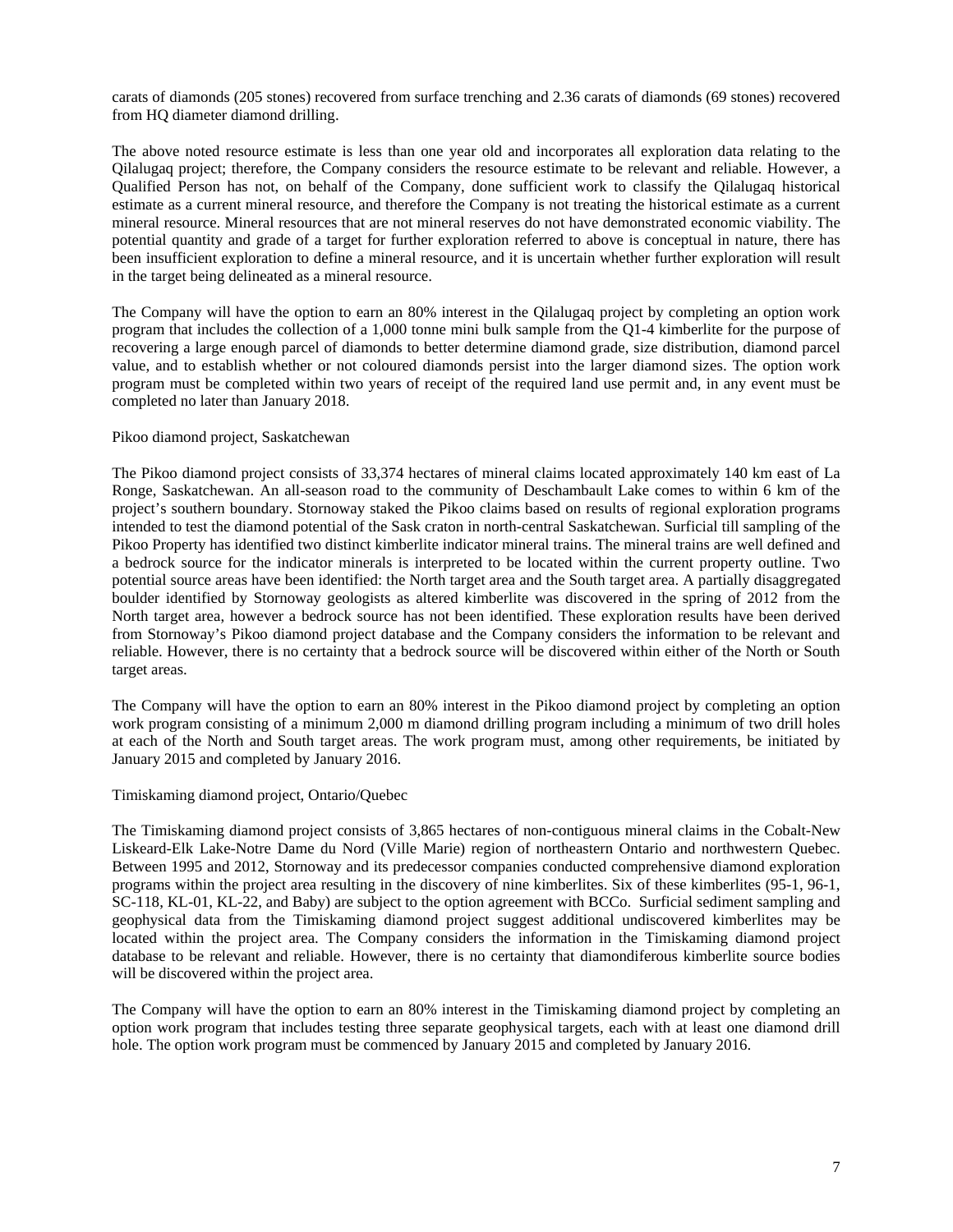carats of diamonds (205 stones) recovered from surface trenching and 2.36 carats of diamonds (69 stones) recovered from HQ diameter diamond drilling.

The above noted resource estimate is less than one year old and incorporates all exploration data relating to the Qilalugaq project; therefore, the Company considers the resource estimate to be relevant and reliable. However, a Qualified Person has not, on behalf of the Company, done sufficient work to classify the Qilalugaq historical estimate as a current mineral resource, and therefore the Company is not treating the historical estimate as a current mineral resource. Mineral resources that are not mineral reserves do not have demonstrated economic viability. The potential quantity and grade of a target for further exploration referred to above is conceptual in nature, there has been insufficient exploration to define a mineral resource, and it is uncertain whether further exploration will result in the target being delineated as a mineral resource.

The Company will have the option to earn an 80% interest in the Qilalugaq project by completing an option work program that includes the collection of a 1,000 tonne mini bulk sample from the Q1-4 kimberlite for the purpose of recovering a large enough parcel of diamonds to better determine diamond grade, size distribution, diamond parcel value, and to establish whether or not coloured diamonds persist into the larger diamond sizes. The option work program must be completed within two years of receipt of the required land use permit and, in any event must be completed no later than January 2018.

Pikoo diamond project, Saskatchewan

The Pikoo diamond project consists of 33,374 hectares of mineral claims located approximately 140 km east of La Ronge, Saskatchewan. An all-season road to the community of Deschambault Lake comes to within 6 km of the project's southern boundary. Stornoway staked the Pikoo claims based on results of regional exploration programs intended to test the diamond potential of the Sask craton in north-central Saskatchewan. Surficial till sampling of the Pikoo Property has identified two distinct kimberlite indicator mineral trains. The mineral trains are well defined and a bedrock source for the indicator minerals is interpreted to be located within the current property outline. Two potential source areas have been identified: the North target area and the South target area. A partially disaggregated boulder identified by Stornoway geologists as altered kimberlite was discovered in the spring of 2012 from the North target area, however a bedrock source has not been identified. These exploration results have been derived from Stornoway's Pikoo diamond project database and the Company considers the information to be relevant and reliable. However, there is no certainty that a bedrock source will be discovered within either of the North or South target areas.

The Company will have the option to earn an 80% interest in the Pikoo diamond project by completing an option work program consisting of a minimum 2,000 m diamond drilling program including a minimum of two drill holes at each of the North and South target areas. The work program must, among other requirements, be initiated by January 2015 and completed by January 2016.

Timiskaming diamond project, Ontario/Quebec

The Timiskaming diamond project consists of 3,865 hectares of non-contiguous mineral claims in the Cobalt-New Liskeard-Elk Lake-Notre Dame du Nord (Ville Marie) region of northeastern Ontario and northwestern Quebec. Between 1995 and 2012, Stornoway and its predecessor companies conducted comprehensive diamond exploration programs within the project area resulting in the discovery of nine kimberlites. Six of these kimberlites (95-1, 96-1, SC-118, KL-01, KL-22, and Baby) are subject to the option agreement with BCCo. Surficial sediment sampling and geophysical data from the Timiskaming diamond project suggest additional undiscovered kimberlites may be located within the project area. The Company considers the information in the Timiskaming diamond project database to be relevant and reliable. However, there is no certainty that diamondiferous kimberlite source bodies will be discovered within the project area.

The Company will have the option to earn an 80% interest in the Timiskaming diamond project by completing an option work program that includes testing three separate geophysical targets, each with at least one diamond drill hole. The option work program must be commenced by January 2015 and completed by January 2016.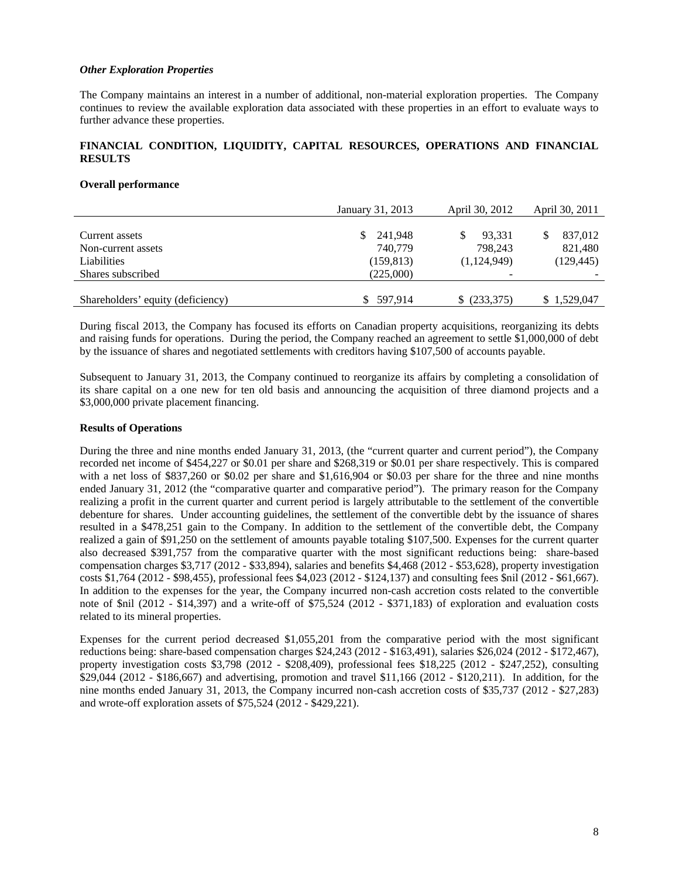***Other Exploration Properties***

The Company maintains an interest in a number of additional, non-material exploration properties. The Company continues to review the available exploration data associated with these properties in an effort to evaluate ways to further advance these properties.

## FINANCIAL CONDITION, LIQUIDITY, CAPITAL RESOURCES, OPERATIONS AND FINANCIAL RESULTS

**Overall performance**

| | January 31, 2013 | April 30, 2012 | April 30, 2011 |
|---|---|---|---|
| Current assets | $ 241,948 | $ 93,331 | $ 837,012 |
| Non-current assets | 740,779 | 798,243 | 821,480 |
| Liabilities | (159,813) | (1,124,949) | (129,445) |
| Shares subscribed | (225,000) | - | - |
| Shareholders' equity (deficiency) | $ 597,914 | $ (233,375) | $ 1,529,047 |

During fiscal 2013, the Company has focused its efforts on Canadian property acquisitions, reorganizing its debts and raising funds for operations. During the period, the Company reached an agreement to settle $1,000,000 of debt by the issuance of shares and negotiated settlements with creditors having $107,500 of accounts payable.

Subsequent to January 31, 2013, the Company continued to reorganize its affairs by completing a consolidation of its share capital on a one new for ten old basis and announcing the acquisition of three diamond projects and a $3,000,000 private placement financing.

**Results of Operations**

During the three and nine months ended January 31, 2013, (the "current quarter and current period"), the Company recorded net income of $454,227 or $0.01 per share and $268,319 or $0.01 per share respectively. This is compared with a net loss of $837,260 or $0.02 per share and $1,616,904 or $0.03 per share for the three and nine months ended January 31, 2012 (the "comparative quarter and comparative period"). The primary reason for the Company realizing a profit in the current quarter and current period is largely attributable to the settlement of the convertible debenture for shares. Under accounting guidelines, the settlement of the convertible debt by the issuance of shares resulted in a $478,251 gain to the Company. In addition to the settlement of the convertible debt, the Company realized a gain of $91,250 on the settlement of amounts payable totaling $107,500. Expenses for the current quarter also decreased $391,757 from the comparative quarter with the most significant reductions being: share-based compensation charges $3,717 (2012 - $33,894), salaries and benefits $4,468 (2012 - $53,628), property investigation costs $1,764 (2012 - $98,455), professional fees $4,023 (2012 - $124,137) and consulting fees $nil (2012 - $61,667). In addition to the expenses for the year, the Company incurred non-cash accretion costs related to the convertible note of $nil (2012 - $14,397) and a write-off of $75,524 (2012 - $371,183) of exploration and evaluation costs related to its mineral properties.

Expenses for the current period decreased $1,055,201 from the comparative period with the most significant reductions being: share-based compensation charges $24,243 (2012 - $163,491), salaries $26,024 (2012 - $172,467), property investigation costs $3,798 (2012 - $208,409), professional fees $18,225 (2012 - $247,252), consulting $29,044 (2012 - $186,667) and advertising, promotion and travel $11,166 (2012 - $120,211). In addition, for the nine months ended January 31, 2013, the Company incurred non-cash accretion costs of $35,737 (2012 - $27,283) and wrote-off exploration assets of $75,524 (2012 - $429,221).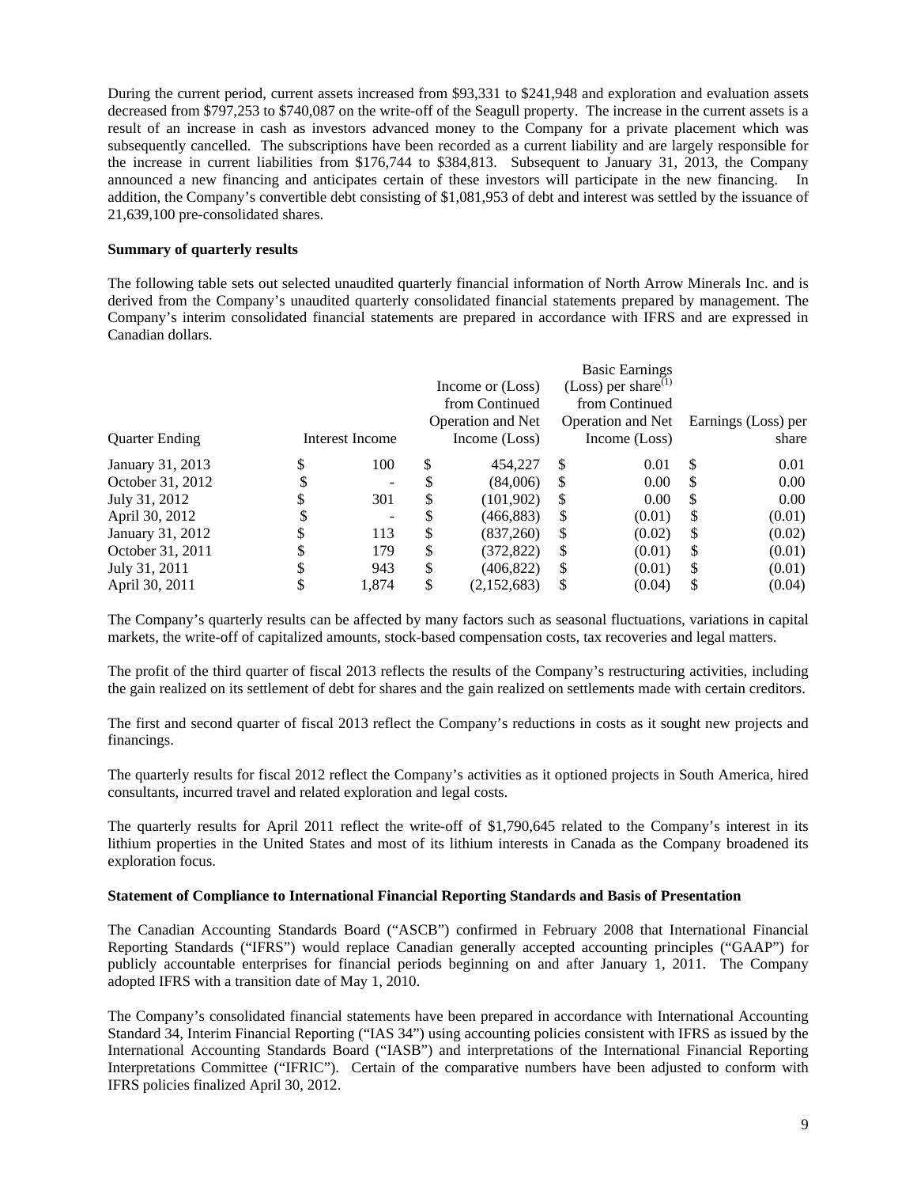During the current period, current assets increased from $93,331 to $241,948 and exploration and evaluation assets decreased from $797,253 to $740,087 on the write-off of the Seagull property. The increase in the current assets is a result of an increase in cash as investors advanced money to the Company for a private placement which was subsequently cancelled. The subscriptions have been recorded as a current liability and are largely responsible for the increase in current liabilities from $176,744 to $384,813. Subsequent to January 31, 2013, the Company announced a new financing and anticipates certain of these investors will participate in the new financing. In addition, the Company's convertible debt consisting of $1,081,953 of debt and interest was settled by the issuance of 21,639,100 pre-consolidated shares.

**Summary of quarterly results**

The following table sets out selected unaudited quarterly financial information of North Arrow Minerals Inc. and is derived from the Company's unaudited quarterly consolidated financial statements prepared by management. The Company's interim consolidated financial statements are prepared in accordance with IFRS and are expressed in Canadian dollars.

| Quarter Ending | Interest Income | Income or (Loss) from Continued Operation and Net Income (Loss) | Basic Earnings (Loss) per share[(1)] from Continued Operation and Net Income (Loss) | Earnings (Loss) per share |
|---|---|---|---|---|
| January 31, 2013 | $ 100 | $ 454,227 | $ 0.01 | $ 0.01 |
| October 31, 2012 | $ - | $ (84,006) | $ 0.00 | $ 0.00 |
| July 31, 2012 | $ 301 | $ (101,902) | $ 0.00 | $ 0.00 |
| April 30, 2012 | $ - | $ (466,883) | $ (0.01) | $ (0.01) |
| January 31, 2012 | $ 113 | $ (837,260) | $ (0.02) | $ (0.02) |
| October 31, 2011 | $ 179 | $ (372,822) | $ (0.01) | $ (0.01) |
| July 31, 2011 | $ 943 | $ (406,822) | $ (0.01) | $ (0.01) |
| April 30, 2011 | $ 1,874 | $ (2,152,683) | $ (0.04) | $ (0.04) |

The Company's quarterly results can be affected by many factors such as seasonal fluctuations, variations in capital markets, the write-off of capitalized amounts, stock-based compensation costs, tax recoveries and legal matters.

The profit of the third quarter of fiscal 2013 reflects the results of the Company's restructuring activities, including the gain realized on its settlement of debt for shares and the gain realized on settlements made with certain creditors.

The first and second quarter of fiscal 2013 reflect the Company's reductions in costs as it sought new projects and financings.

The quarterly results for fiscal 2012 reflect the Company's activities as it optioned projects in South America, hired consultants, incurred travel and related exploration and legal costs.

The quarterly results for April 2011 reflect the write-off of $1,790,645 related to the Company's interest in its lithium properties in the United States and most of its lithium interests in Canada as the Company broadened its exploration focus.

**Statement of Compliance to International Financial Reporting Standards and Basis of Presentation**

The Canadian Accounting Standards Board ("ASCB") confirmed in February 2008 that International Financial Reporting Standards ("IFRS") would replace Canadian generally accepted accounting principles ("GAAP") for publicly accountable enterprises for financial periods beginning on and after January 1, 2011. The Company adopted IFRS with a transition date of May 1, 2010.

The Company's consolidated financial statements have been prepared in accordance with International Accounting Standard 34, Interim Financial Reporting ("IAS 34") using accounting policies consistent with IFRS as issued by the International Accounting Standards Board ("IASB") and interpretations of the International Financial Reporting Interpretations Committee ("IFRIC"). Certain of the comparative numbers have been adjusted to conform with IFRS policies finalized April 30, 2012.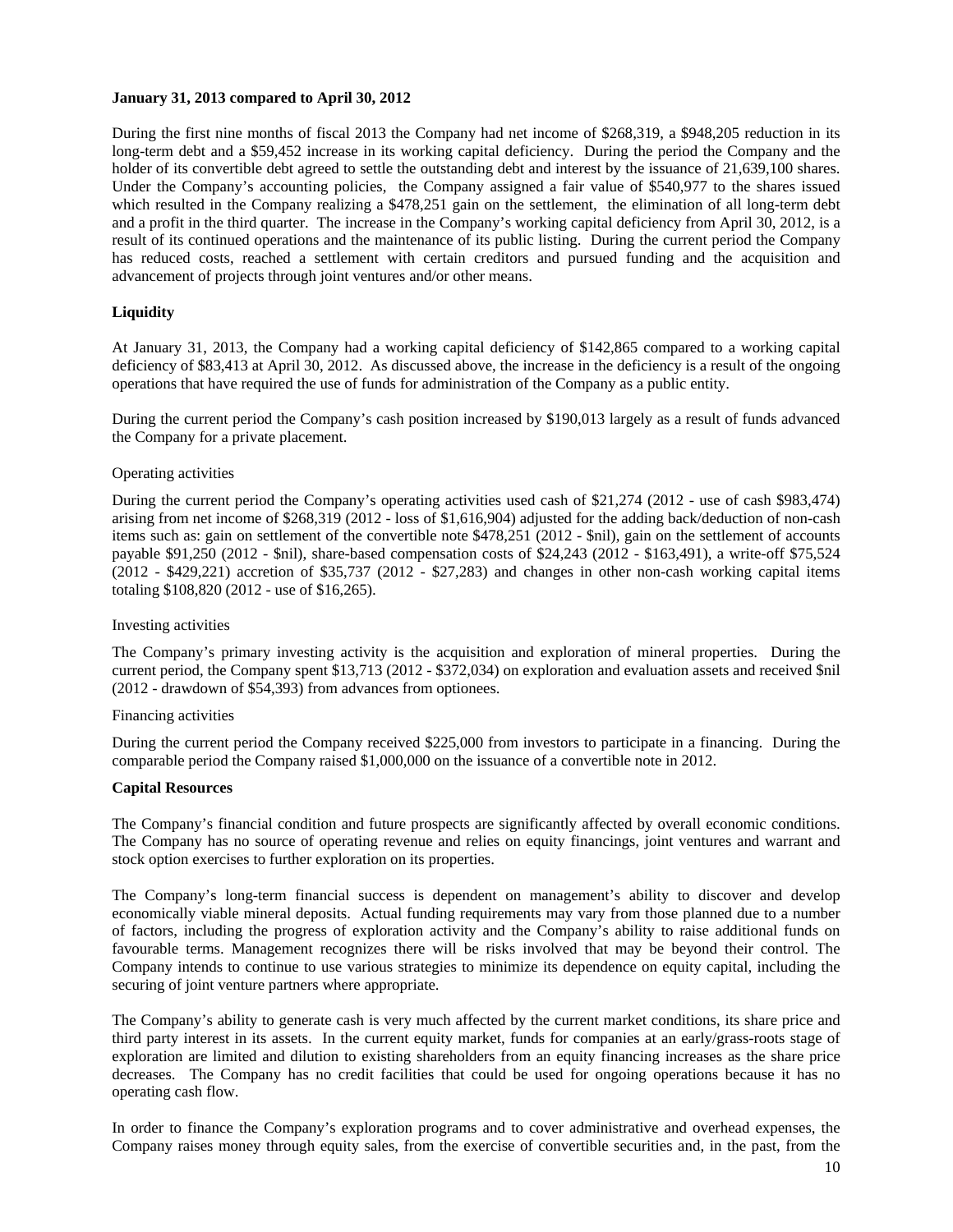**January 31, 2013 compared to April 30, 2012**

During the first nine months of fiscal 2013 the Company had net income of $268,319, a $948,205 reduction in its long-term debt and a $59,452 increase in its working capital deficiency. During the period the Company and the holder of its convertible debt agreed to settle the outstanding debt and interest by the issuance of 21,639,100 shares. Under the Company's accounting policies, the Company assigned a fair value of $540,977 to the shares issued which resulted in the Company realizing a $478,251 gain on the settlement, the elimination of all long-term debt and a profit in the third quarter. The increase in the Company's working capital deficiency from April 30, 2012, is a result of its continued operations and the maintenance of its public listing. During the current period the Company has reduced costs, reached a settlement with certain creditors and pursued funding and the acquisition and advancement of projects through joint ventures and/or other means.

**Liquidity**

At January 31, 2013, the Company had a working capital deficiency of $142,865 compared to a working capital deficiency of $83,413 at April 30, 2012. As discussed above, the increase in the deficiency is a result of the ongoing operations that have required the use of funds for administration of the Company as a public entity.

During the current period the Company's cash position increased by $190,013 largely as a result of funds advanced the Company for a private placement.

Operating activities

During the current period the Company's operating activities used cash of $21,274 (2012 - use of cash $983,474) arising from net income of $268,319 (2012 - loss of $1,616,904) adjusted for the adding back/deduction of non-cash items such as: gain on settlement of the convertible note $478,251 (2012 - $nil), gain on the settlement of accounts payable $91,250 (2012 - $nil), share-based compensation costs of $24,243 (2012 - $163,491), a write-off $75,524 (2012 - $429,221) accretion of $35,737 (2012 - $27,283) and changes in other non-cash working capital items totaling $108,820 (2012 - use of $16,265).

Investing activities

The Company's primary investing activity is the acquisition and exploration of mineral properties. During the current period, the Company spent $13,713 (2012 - $372,034) on exploration and evaluation assets and received $nil (2012 - drawdown of $54,393) from advances from optionees.

Financing activities

During the current period the Company received $225,000 from investors to participate in a financing. During the comparable period the Company raised $1,000,000 on the issuance of a convertible note in 2012.

**Capital Resources**

The Company's financial condition and future prospects are significantly affected by overall economic conditions. The Company has no source of operating revenue and relies on equity financings, joint ventures and warrant and stock option exercises to further exploration on its properties.

The Company's long-term financial success is dependent on management's ability to discover and develop economically viable mineral deposits. Actual funding requirements may vary from those planned due to a number of factors, including the progress of exploration activity and the Company's ability to raise additional funds on favourable terms. Management recognizes there will be risks involved that may be beyond their control. The Company intends to continue to use various strategies to minimize its dependence on equity capital, including the securing of joint venture partners where appropriate.

The Company's ability to generate cash is very much affected by the current market conditions, its share price and third party interest in its assets. In the current equity market, funds for companies at an early/grass-roots stage of exploration are limited and dilution to existing shareholders from an equity financing increases as the share price decreases. The Company has no credit facilities that could be used for ongoing operations because it has no operating cash flow.

In order to finance the Company's exploration programs and to cover administrative and overhead expenses, the Company raises money through equity sales, from the exercise of convertible securities and, in the past, from the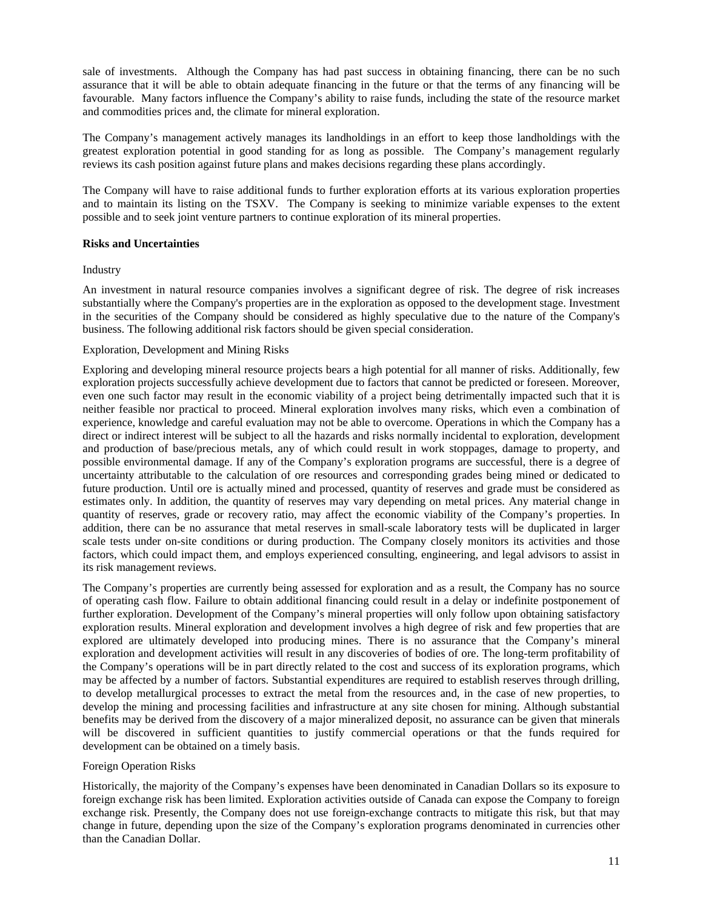sale of investments. Although the Company has had past success in obtaining financing, there can be no such assurance that it will be able to obtain adequate financing in the future or that the terms of any financing will be favourable. Many factors influence the Company's ability to raise funds, including the state of the resource market and commodities prices and, the climate for mineral exploration.

The Company's management actively manages its landholdings in an effort to keep those landholdings with the greatest exploration potential in good standing for as long as possible. The Company's management regularly reviews its cash position against future plans and makes decisions regarding these plans accordingly.

The Company will have to raise additional funds to further exploration efforts at its various exploration properties and to maintain its listing on the TSXV. The Company is seeking to minimize variable expenses to the extent possible and to seek joint venture partners to continue exploration of its mineral properties.

**Risks and Uncertainties**

Industry

An investment in natural resource companies involves a significant degree of risk. The degree of risk increases substantially where the Company's properties are in the exploration as opposed to the development stage. Investment in the securities of the Company should be considered as highly speculative due to the nature of the Company's business. The following additional risk factors should be given special consideration.

Exploration, Development and Mining Risks

Exploring and developing mineral resource projects bears a high potential for all manner of risks. Additionally, few exploration projects successfully achieve development due to factors that cannot be predicted or foreseen. Moreover, even one such factor may result in the economic viability of a project being detrimentally impacted such that it is neither feasible nor practical to proceed. Mineral exploration involves many risks, which even a combination of experience, knowledge and careful evaluation may not be able to overcome. Operations in which the Company has a direct or indirect interest will be subject to all the hazards and risks normally incidental to exploration, development and production of base/precious metals, any of which could result in work stoppages, damage to property, and possible environmental damage. If any of the Company's exploration programs are successful, there is a degree of uncertainty attributable to the calculation of ore resources and corresponding grades being mined or dedicated to future production. Until ore is actually mined and processed, quantity of reserves and grade must be considered as estimates only. In addition, the quantity of reserves may vary depending on metal prices. Any material change in quantity of reserves, grade or recovery ratio, may affect the economic viability of the Company's properties. In addition, there can be no assurance that metal reserves in small-scale laboratory tests will be duplicated in larger scale tests under on-site conditions or during production. The Company closely monitors its activities and those factors, which could impact them, and employs experienced consulting, engineering, and legal advisors to assist in its risk management reviews.

The Company's properties are currently being assessed for exploration and as a result, the Company has no source of operating cash flow. Failure to obtain additional financing could result in a delay or indefinite postponement of further exploration. Development of the Company's mineral properties will only follow upon obtaining satisfactory exploration results. Mineral exploration and development involves a high degree of risk and few properties that are explored are ultimately developed into producing mines. There is no assurance that the Company's mineral exploration and development activities will result in any discoveries of bodies of ore. The long-term profitability of the Company's operations will be in part directly related to the cost and success of its exploration programs, which may be affected by a number of factors. Substantial expenditures are required to establish reserves through drilling, to develop metallurgical processes to extract the metal from the resources and, in the case of new properties, to develop the mining and processing facilities and infrastructure at any site chosen for mining. Although substantial benefits may be derived from the discovery of a major mineralized deposit, no assurance can be given that minerals will be discovered in sufficient quantities to justify commercial operations or that the funds required for development can be obtained on a timely basis.

Foreign Operation Risks

Historically, the majority of the Company's expenses have been denominated in Canadian Dollars so its exposure to foreign exchange risk has been limited. Exploration activities outside of Canada can expose the Company to foreign exchange risk. Presently, the Company does not use foreign-exchange contracts to mitigate this risk, but that may change in future, depending upon the size of the Company's exploration programs denominated in currencies other than the Canadian Dollar.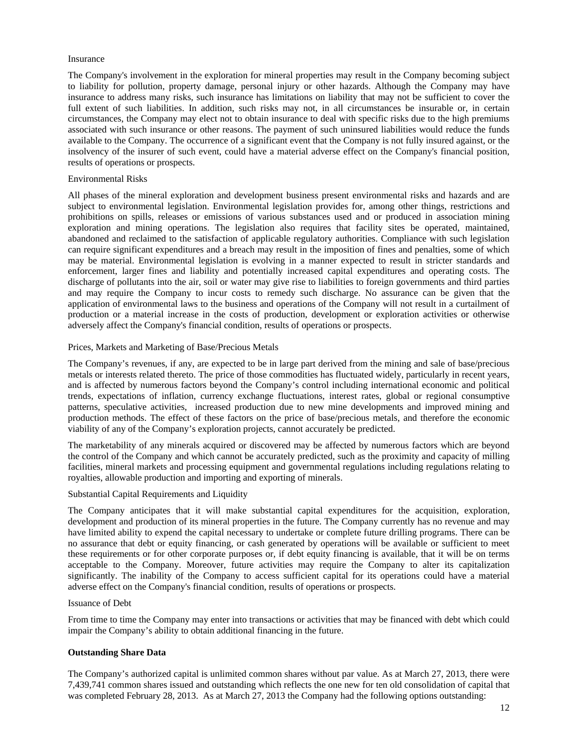Insurance

The Company's involvement in the exploration for mineral properties may result in the Company becoming subject to liability for pollution, property damage, personal injury or other hazards. Although the Company may have insurance to address many risks, such insurance has limitations on liability that may not be sufficient to cover the full extent of such liabilities. In addition, such risks may not, in all circumstances be insurable or, in certain circumstances, the Company may elect not to obtain insurance to deal with specific risks due to the high premiums associated with such insurance or other reasons. The payment of such uninsured liabilities would reduce the funds available to the Company. The occurrence of a significant event that the Company is not fully insured against, or the insolvency of the insurer of such event, could have a material adverse effect on the Company's financial position, results of operations or prospects.

Environmental Risks

All phases of the mineral exploration and development business present environmental risks and hazards and are subject to environmental legislation. Environmental legislation provides for, among other things, restrictions and prohibitions on spills, releases or emissions of various substances used and or produced in association mining exploration and mining operations. The legislation also requires that facility sites be operated, maintained, abandoned and reclaimed to the satisfaction of applicable regulatory authorities. Compliance with such legislation can require significant expenditures and a breach may result in the imposition of fines and penalties, some of which may be material. Environmental legislation is evolving in a manner expected to result in stricter standards and enforcement, larger fines and liability and potentially increased capital expenditures and operating costs. The discharge of pollutants into the air, soil or water may give rise to liabilities to foreign governments and third parties and may require the Company to incur costs to remedy such discharge. No assurance can be given that the application of environmental laws to the business and operations of the Company will not result in a curtailment of production or a material increase in the costs of production, development or exploration activities or otherwise adversely affect the Company's financial condition, results of operations or prospects.

Prices, Markets and Marketing of Base/Precious Metals

The Company’s revenues, if any, are expected to be in large part derived from the mining and sale of base/precious metals or interests related thereto. The price of those commodities has fluctuated widely, particularly in recent years, and is affected by numerous factors beyond the Company’s control including international economic and political trends, expectations of inflation, currency exchange fluctuations, interest rates, global or regional consumptive patterns, speculative activities, increased production due to new mine developments and improved mining and production methods. The effect of these factors on the price of base/precious metals, and therefore the economic viability of any of the Company’s exploration projects, cannot accurately be predicted.

The marketability of any minerals acquired or discovered may be affected by numerous factors which are beyond the control of the Company and which cannot be accurately predicted, such as the proximity and capacity of milling facilities, mineral markets and processing equipment and governmental regulations including regulations relating to royalties, allowable production and importing and exporting of minerals.

Substantial Capital Requirements and Liquidity

The Company anticipates that it will make substantial capital expenditures for the acquisition, exploration, development and production of its mineral properties in the future. The Company currently has no revenue and may have limited ability to expend the capital necessary to undertake or complete future drilling programs. There can be no assurance that debt or equity financing, or cash generated by operations will be available or sufficient to meet these requirements or for other corporate purposes or, if debt equity financing is available, that it will be on terms acceptable to the Company. Moreover, future activities may require the Company to alter its capitalization significantly. The inability of the Company to access sufficient capital for its operations could have a material adverse effect on the Company's financial condition, results of operations or prospects.

Issuance of Debt

From time to time the Company may enter into transactions or activities that may be financed with debt which could impair the Company’s ability to obtain additional financing in the future.

## Outstanding Share Data

The Company’s authorized capital is unlimited common shares without par value. As at March 27, 2013, there were 7,439,741 common shares issued and outstanding which reflects the one new for ten old consolidation of capital that was completed February 28, 2013. As at March 27, 2013 the Company had the following options outstanding: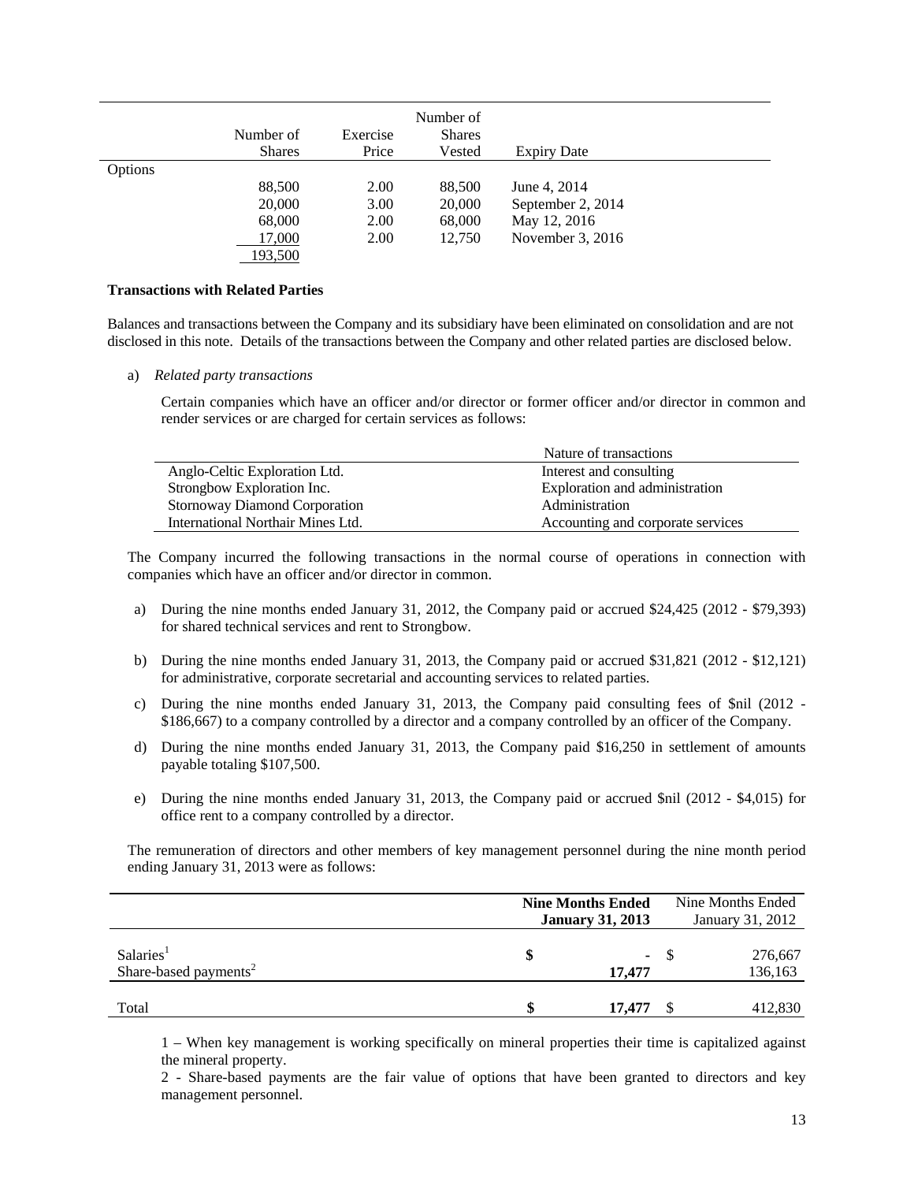| | Number of Shares | Exercise Price | Number of Shares Vested | Expiry Date |
|---|---|---|---|---|
| Options | | | | |
| | 88,500 | 2.00 | 88,500 | June 4, 2014 |
| | 20,000 | 3.00 | 20,000 | September 2, 2014 |
| | 68,000 | 2.00 | 68,000 | May 12, 2016 |
| | 17,000 | 2.00 | 12,750 | November 3, 2016 |
| | 193,500 | | | |

**Transactions with Related Parties**

Balances and transactions between the Company and its subsidiary have been eliminated on consolidation and are not disclosed in this note. Details of the transactions between the Company and other related parties are disclosed below.

a) *Related party transactions*

Certain companies which have an officer and/or director or former officer and/or director in common and render services or are charged for certain services as follows:

| | Nature of transactions |
|---|---|
| Anglo-Celtic Exploration Ltd. | Interest and consulting |
| Strongbow Exploration Inc. | Exploration and administration |
| Stornoway Diamond Corporation | Administration |
| International Northair Mines Ltd. | Accounting and corporate services |

The Company incurred the following transactions in the normal course of operations in connection with companies which have an officer and/or director in common.

a) During the nine months ended January 31, 2012, the Company paid or accrued $24,425 (2012 - $79,393) for shared technical services and rent to Strongbow.

b) During the nine months ended January 31, 2013, the Company paid or accrued $31,821 (2012 - $12,121) for administrative, corporate secretarial and accounting services to related parties.

c) During the nine months ended January 31, 2013, the Company paid consulting fees of $nil (2012 - $186,667) to a company controlled by a director and a company controlled by an officer of the Company.

d) During the nine months ended January 31, 2013, the Company paid $16,250 in settlement of amounts payable totaling $107,500.

e) During the nine months ended January 31, 2013, the Company paid or accrued $nil (2012 - $4,015) for office rent to a company controlled by a director.

The remuneration of directors and other members of key management personnel during the nine month period ending January 31, 2013 were as follows:

| | **Nine Months Ended January 31, 2013** | Nine Months Ended January 31, 2012 |
|---|---|---|
| Salaries[1] | $ - | $ 276,667 |
| Share-based payments[2] | **17,477** | 136,163 |
| Total | **$ 17,477** | $ 412,830 |

1 – When key management is working specifically on mineral properties their time is capitalized against the mineral property.
2 - Share-based payments are the fair value of options that have been granted to directors and key management personnel.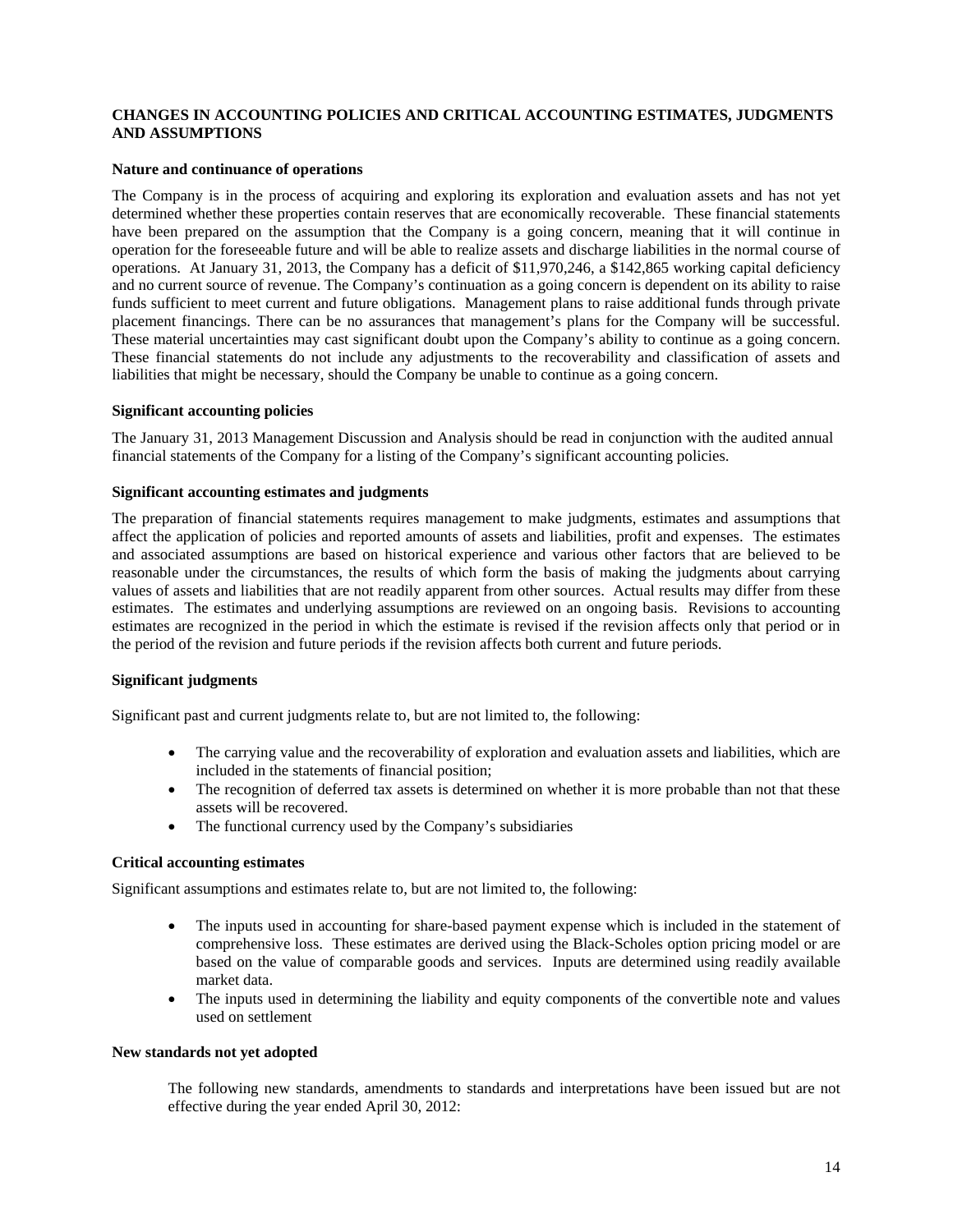## CHANGES IN ACCOUNTING POLICIES AND CRITICAL ACCOUNTING ESTIMATES, JUDGMENTS AND ASSUMPTIONS

### Nature and continuance of operations

The Company is in the process of acquiring and exploring its exploration and evaluation assets and has not yet determined whether these properties contain reserves that are economically recoverable. These financial statements have been prepared on the assumption that the Company is a going concern, meaning that it will continue in operation for the foreseeable future and will be able to realize assets and discharge liabilities in the normal course of operations. At January 31, 2013, the Company has a deficit of $11,970,246, a $142,865 working capital deficiency and no current source of revenue. The Company's continuation as a going concern is dependent on its ability to raise funds sufficient to meet current and future obligations. Management plans to raise additional funds through private placement financings. There can be no assurances that management's plans for the Company will be successful. These material uncertainties may cast significant doubt upon the Company's ability to continue as a going concern. These financial statements do not include any adjustments to the recoverability and classification of assets and liabilities that might be necessary, should the Company be unable to continue as a going concern.

### Significant accounting policies

The January 31, 2013 Management Discussion and Analysis should be read in conjunction with the audited annual financial statements of the Company for a listing of the Company's significant accounting policies.

### Significant accounting estimates and judgments

The preparation of financial statements requires management to make judgments, estimates and assumptions that affect the application of policies and reported amounts of assets and liabilities, profit and expenses. The estimates and associated assumptions are based on historical experience and various other factors that are believed to be reasonable under the circumstances, the results of which form the basis of making the judgments about carrying values of assets and liabilities that are not readily apparent from other sources. Actual results may differ from these estimates. The estimates and underlying assumptions are reviewed on an ongoing basis. Revisions to accounting estimates are recognized in the period in which the estimate is revised if the revision affects only that period or in the period of the revision and future periods if the revision affects both current and future periods.

### Significant judgments

Significant past and current judgments relate to, but are not limited to, the following:

- The carrying value and the recoverability of exploration and evaluation assets and liabilities, which are included in the statements of financial position;
- The recognition of deferred tax assets is determined on whether it is more probable than not that these assets will be recovered.
- The functional currency used by the Company's subsidiaries

### Critical accounting estimates

Significant assumptions and estimates relate to, but are not limited to, the following:

- The inputs used in accounting for share-based payment expense which is included in the statement of comprehensive loss. These estimates are derived using the Black-Scholes option pricing model or are based on the value of comparable goods and services. Inputs are determined using readily available market data.
- The inputs used in determining the liability and equity components of the convertible note and values used on settlement

### New standards not yet adopted

The following new standards, amendments to standards and interpretations have been issued but are not effective during the year ended April 30, 2012: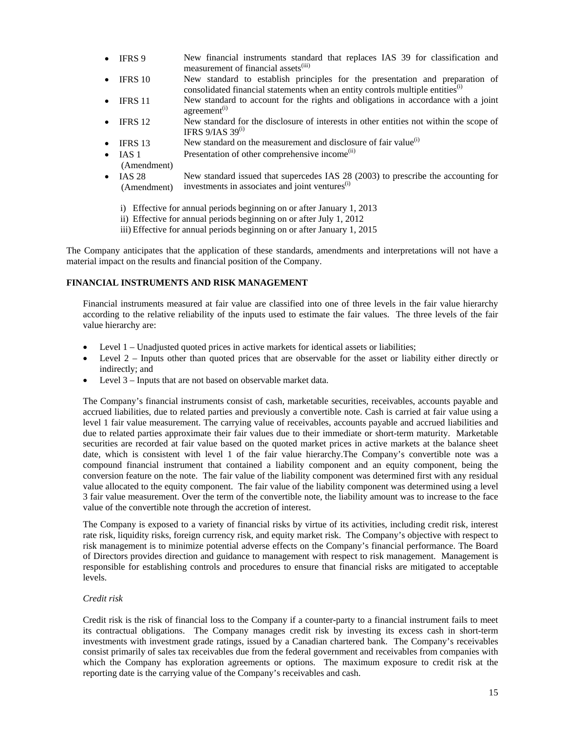- IFRS 9 — New financial instruments standard that replaces IAS 39 for classification and measurement of financial assets(iii)
- IFRS 10 — New standard to establish principles for the presentation and preparation of consolidated financial statements when an entity controls multiple entities(i)
- IFRS 11 — New standard to account for the rights and obligations in accordance with a joint agreement(i)
- IFRS 12 — New standard for the disclosure of interests in other entities not within the scope of IFRS 9/IAS 39(i)
- IFRS 13 — New standard on the measurement and disclosure of fair value(i)
- IAS 1 (Amendment) — Presentation of other comprehensive income(ii)
- IAS 28 (Amendment) — New standard issued that supercedes IAS 28 (2003) to prescribe the accounting for investments in associates and joint ventures(i)

i) Effective for annual periods beginning on or after January 1, 2013
ii) Effective for annual periods beginning on or after July 1, 2012
iii) Effective for annual periods beginning on or after January 1, 2015

The Company anticipates that the application of these standards, amendments and interpretations will not have a material impact on the results and financial position of the Company.

## FINANCIAL INSTRUMENTS AND RISK MANAGEMENT

Financial instruments measured at fair value are classified into one of three levels in the fair value hierarchy according to the relative reliability of the inputs used to estimate the fair values. The three levels of the fair value hierarchy are:

- Level 1 – Unadjusted quoted prices in active markets for identical assets or liabilities;
- Level 2 – Inputs other than quoted prices that are observable for the asset or liability either directly or indirectly; and
- Level 3 – Inputs that are not based on observable market data.

The Company's financial instruments consist of cash, marketable securities, receivables, accounts payable and accrued liabilities, due to related parties and previously a convertible note. Cash is carried at fair value using a level 1 fair value measurement. The carrying value of receivables, accounts payable and accrued liabilities and due to related parties approximate their fair values due to their immediate or short-term maturity. Marketable securities are recorded at fair value based on the quoted market prices in active markets at the balance sheet date, which is consistent with level 1 of the fair value hierarchy.The Company's convertible note was a compound financial instrument that contained a liability component and an equity component, being the conversion feature on the note. The fair value of the liability component was determined first with any residual value allocated to the equity component. The fair value of the liability component was determined using a level 3 fair value measurement. Over the term of the convertible note, the liability amount was to increase to the face value of the convertible note through the accretion of interest.

The Company is exposed to a variety of financial risks by virtue of its activities, including credit risk, interest rate risk, liquidity risks, foreign currency risk, and equity market risk. The Company's objective with respect to risk management is to minimize potential adverse effects on the Company's financial performance. The Board of Directors provides direction and guidance to management with respect to risk management. Management is responsible for establishing controls and procedures to ensure that financial risks are mitigated to acceptable levels.

*Credit risk*

Credit risk is the risk of financial loss to the Company if a counter-party to a financial instrument fails to meet its contractual obligations. The Company manages credit risk by investing its excess cash in short-term investments with investment grade ratings, issued by a Canadian chartered bank. The Company's receivables consist primarily of sales tax receivables due from the federal government and receivables from companies with which the Company has exploration agreements or options. The maximum exposure to credit risk at the reporting date is the carrying value of the Company's receivables and cash.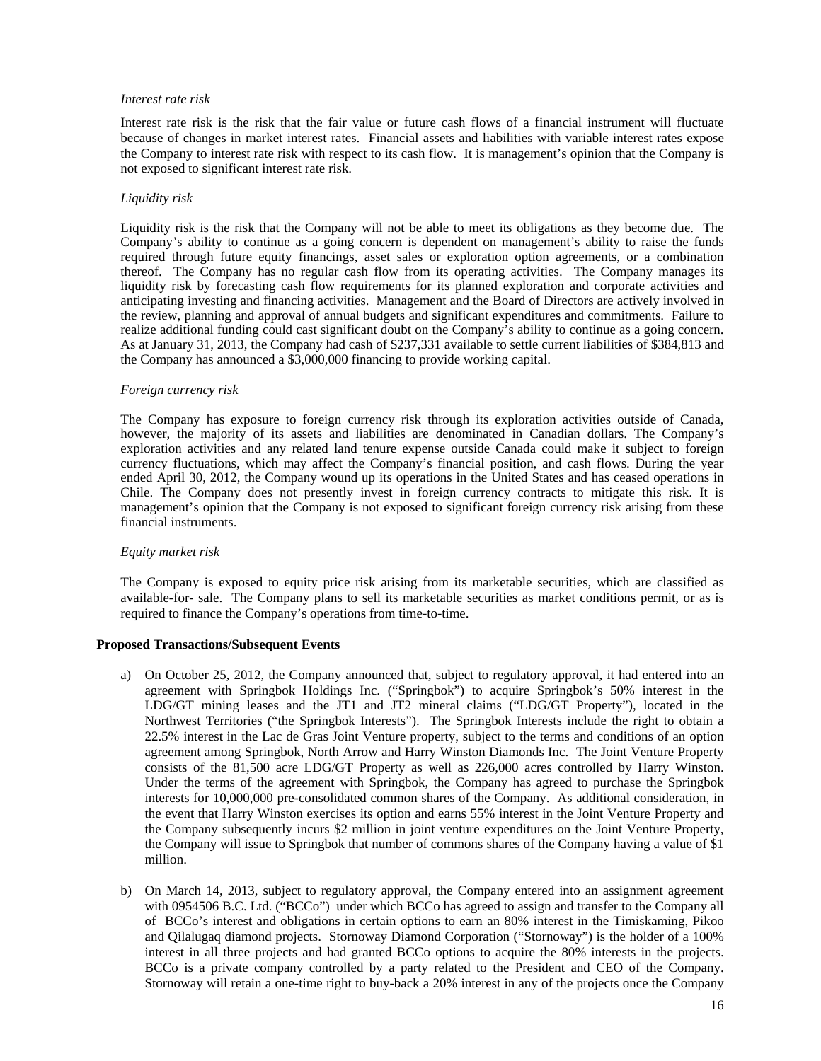*Interest rate risk*

Interest rate risk is the risk that the fair value or future cash flows of a financial instrument will fluctuate because of changes in market interest rates. Financial assets and liabilities with variable interest rates expose the Company to interest rate risk with respect to its cash flow. It is management's opinion that the Company is not exposed to significant interest rate risk.

*Liquidity risk*

Liquidity risk is the risk that the Company will not be able to meet its obligations as they become due. The Company's ability to continue as a going concern is dependent on management's ability to raise the funds required through future equity financings, asset sales or exploration option agreements, or a combination thereof. The Company has no regular cash flow from its operating activities. The Company manages its liquidity risk by forecasting cash flow requirements for its planned exploration and corporate activities and anticipating investing and financing activities. Management and the Board of Directors are actively involved in the review, planning and approval of annual budgets and significant expenditures and commitments. Failure to realize additional funding could cast significant doubt on the Company's ability to continue as a going concern. As at January 31, 2013, the Company had cash of $237,331 available to settle current liabilities of $384,813 and the Company has announced a $3,000,000 financing to provide working capital.

*Foreign currency risk*

The Company has exposure to foreign currency risk through its exploration activities outside of Canada, however, the majority of its assets and liabilities are denominated in Canadian dollars. The Company's exploration activities and any related land tenure expense outside Canada could make it subject to foreign currency fluctuations, which may affect the Company's financial position, and cash flows. During the year ended April 30, 2012, the Company wound up its operations in the United States and has ceased operations in Chile. The Company does not presently invest in foreign currency contracts to mitigate this risk. It is management's opinion that the Company is not exposed to significant foreign currency risk arising from these financial instruments.

*Equity market risk*

The Company is exposed to equity price risk arising from its marketable securities, which are classified as available-for- sale. The Company plans to sell its marketable securities as market conditions permit, or as is required to finance the Company's operations from time-to-time.

**Proposed Transactions/Subsequent Events**

a) On October 25, 2012, the Company announced that, subject to regulatory approval, it had entered into an agreement with Springbok Holdings Inc. ("Springbok") to acquire Springbok's 50% interest in the LDG/GT mining leases and the JT1 and JT2 mineral claims ("LDG/GT Property"), located in the Northwest Territories ("the Springbok Interests"). The Springbok Interests include the right to obtain a 22.5% interest in the Lac de Gras Joint Venture property, subject to the terms and conditions of an option agreement among Springbok, North Arrow and Harry Winston Diamonds Inc. The Joint Venture Property consists of the 81,500 acre LDG/GT Property as well as 226,000 acres controlled by Harry Winston. Under the terms of the agreement with Springbok, the Company has agreed to purchase the Springbok interests for 10,000,000 pre-consolidated common shares of the Company. As additional consideration, in the event that Harry Winston exercises its option and earns 55% interest in the Joint Venture Property and the Company subsequently incurs $2 million in joint venture expenditures on the Joint Venture Property, the Company will issue to Springbok that number of commons shares of the Company having a value of $1 million.

b) On March 14, 2013, subject to regulatory approval, the Company entered into an assignment agreement with 0954506 B.C. Ltd. ("BCCo") under which BCCo has agreed to assign and transfer to the Company all of BCCo's interest and obligations in certain options to earn an 80% interest in the Timiskaming, Pikoo and Qilalugaq diamond projects. Stornoway Diamond Corporation ("Stornoway") is the holder of a 100% interest in all three projects and had granted BCCo options to acquire the 80% interests in the projects. BCCo is a private company controlled by a party related to the President and CEO of the Company. Stornoway will retain a one-time right to buy-back a 20% interest in any of the projects once the Company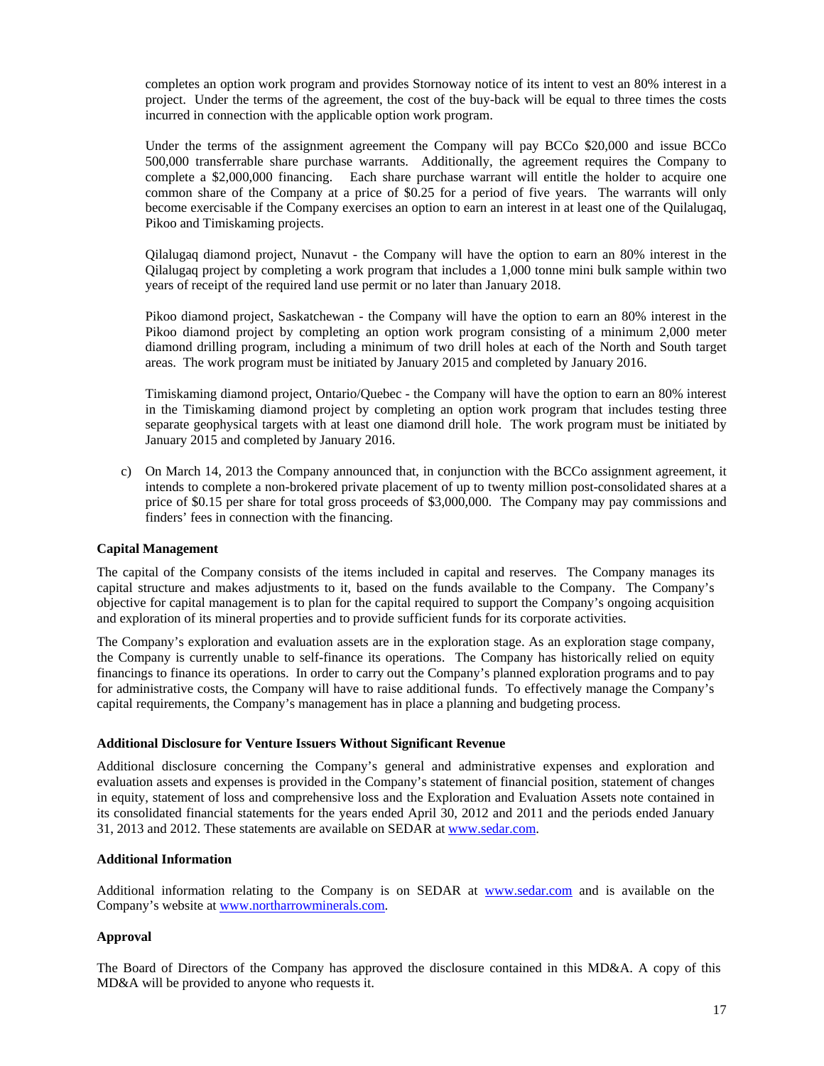completes an option work program and provides Stornoway notice of its intent to vest an 80% interest in a project. Under the terms of the agreement, the cost of the buy-back will be equal to three times the costs incurred in connection with the applicable option work program.

Under the terms of the assignment agreement the Company will pay BCCo $20,000 and issue BCCo 500,000 transferrable share purchase warrants. Additionally, the agreement requires the Company to complete a $2,000,000 financing. Each share purchase warrant will entitle the holder to acquire one common share of the Company at a price of $0.25 for a period of five years. The warrants will only become exercisable if the Company exercises an option to earn an interest in at least one of the Quilalugaq, Pikoo and Timiskaming projects.

Qilalugaq diamond project, Nunavut - the Company will have the option to earn an 80% interest in the Qilalugaq project by completing a work program that includes a 1,000 tonne mini bulk sample within two years of receipt of the required land use permit or no later than January 2018.

Pikoo diamond project, Saskatchewan - the Company will have the option to earn an 80% interest in the Pikoo diamond project by completing an option work program consisting of a minimum 2,000 meter diamond drilling program, including a minimum of two drill holes at each of the North and South target areas. The work program must be initiated by January 2015 and completed by January 2016.

Timiskaming diamond project, Ontario/Quebec - the Company will have the option to earn an 80% interest in the Timiskaming diamond project by completing an option work program that includes testing three separate geophysical targets with at least one diamond drill hole. The work program must be initiated by January 2015 and completed by January 2016.

c) On March 14, 2013 the Company announced that, in conjunction with the BCCo assignment agreement, it intends to complete a non-brokered private placement of up to twenty million post-consolidated shares at a price of $0.15 per share for total gross proceeds of $3,000,000. The Company may pay commissions and finders' fees in connection with the financing.

**Capital Management**

The capital of the Company consists of the items included in capital and reserves. The Company manages its capital structure and makes adjustments to it, based on the funds available to the Company. The Company's objective for capital management is to plan for the capital required to support the Company's ongoing acquisition and exploration of its mineral properties and to provide sufficient funds for its corporate activities.

The Company's exploration and evaluation assets are in the exploration stage. As an exploration stage company, the Company is currently unable to self-finance its operations. The Company has historically relied on equity financings to finance its operations. In order to carry out the Company's planned exploration programs and to pay for administrative costs, the Company will have to raise additional funds. To effectively manage the Company's capital requirements, the Company's management has in place a planning and budgeting process.

**Additional Disclosure for Venture Issuers Without Significant Revenue**

Additional disclosure concerning the Company's general and administrative expenses and exploration and evaluation assets and expenses is provided in the Company's statement of financial position, statement of changes in equity, statement of loss and comprehensive loss and the Exploration and Evaluation Assets note contained in its consolidated financial statements for the years ended April 30, 2012 and 2011 and the periods ended January 31, 2013 and 2012. These statements are available on SEDAR at www.sedar.com.

**Additional Information**

Additional information relating to the Company is on SEDAR at www.sedar.com and is available on the Company's website at www.northarrowminerals.com.

**Approval**

The Board of Directors of the Company has approved the disclosure contained in this MD&A. A copy of this MD&A will be provided to anyone who requests it.